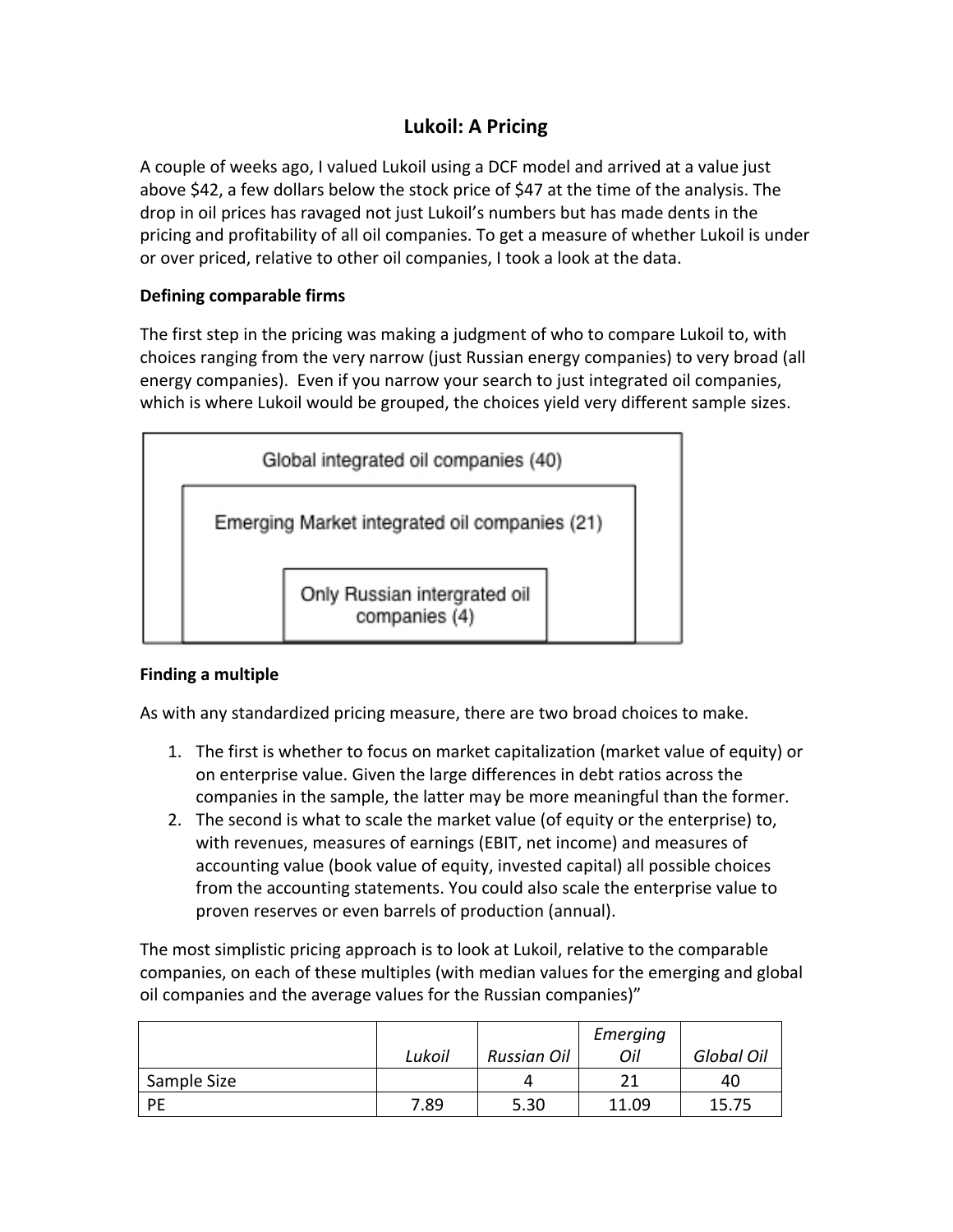# Lukoil: A Pricing

A couple of weeks ago, I valued Lukoil using a DCF model and arrived at a value just above $42, a few dollars below the stock price of $47 at the time of the analysis. The drop in oil prices has ravaged not just Lukoil's numbers but has made dents in the pricing and profitability of all oil companies. To get a measure of whether Lukoil is under or over priced, relative to other oil companies, I took a look at the data.

**Defining comparable firms**

The first step in the pricing was making a judgment of who to compare Lukoil to, with choices ranging from the very narrow (just Russian energy companies) to very broad (all energy companies). Even if you narrow your search to just integrated oil companies, which is where Lukoil would be grouped, the choices yield very different sample sizes.

Global integrated oil companies (40)

Emerging Market integrated oil companies (21)

Only Russian intergrated oil companies (4)

**Finding a multiple**

As with any standardized pricing measure, there are two broad choices to make.

1. The first is whether to focus on market capitalization (market value of equity) or on enterprise value. Given the large differences in debt ratios across the companies in the sample, the latter may be more meaningful than the former.
2. The second is what to scale the market value (of equity or the enterprise) to, with revenues, measures of earnings (EBIT, net income) and measures of accounting value (book value of equity, invested capital) all possible choices from the accounting statements. You could also scale the enterprise value to proven reserves or even barrels of production (annual).

The most simplistic pricing approach is to look at Lukoil, relative to the comparable companies, on each of these multiples (with median values for the emerging and global oil companies and the average values for the Russian companies)"

| | *Lukoil* | *Russian Oil* | *Emerging Oil* | *Global Oil* |
|---|---|---|---|---|
| Sample Size | | 4 | 21 | 40 |
| PE | 7.89 | 5.30 | 11.09 | 15.75 |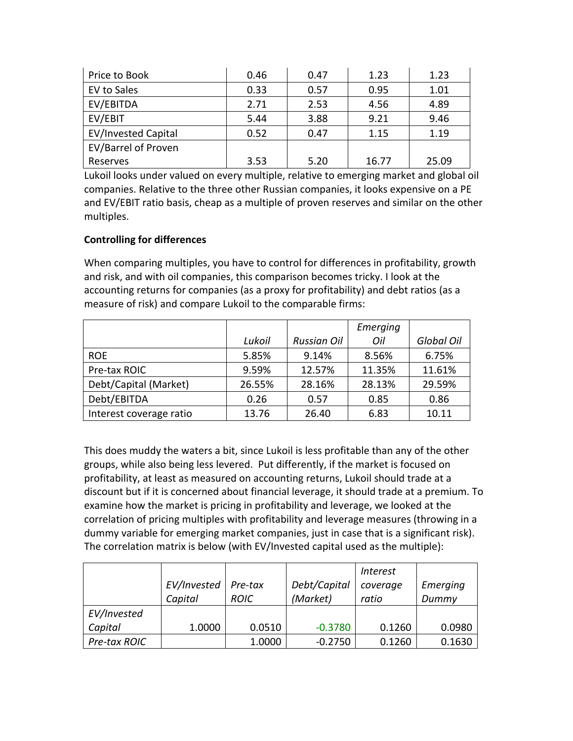| | | | | |
|---|---|---|---|---|
| Price to Book | 0.46 | 0.47 | 1.23 | 1.23 |
| EV to Sales | 0.33 | 0.57 | 0.95 | 1.01 |
| EV/EBITDA | 2.71 | 2.53 | 4.56 | 4.89 |
| EV/EBIT | 5.44 | 3.88 | 9.21 | 9.46 |
| EV/Invested Capital | 0.52 | 0.47 | 1.15 | 1.19 |
| EV/Barrel of Proven Reserves | 3.53 | 5.20 | 16.77 | 25.09 |

Lukoil looks under valued on every multiple, relative to emerging market and global oil companies. Relative to the three other Russian companies, it looks expensive on a PE and EV/EBIT ratio basis, cheap as a multiple of proven reserves and similar on the other multiples.

**Controlling for differences**

When comparing multiples, you have to control for differences in profitability, growth and risk, and with oil companies, this comparison becomes tricky. I look at the accounting returns for companies (as a proxy for profitability) and debt ratios (as a measure of risk) and compare Lukoil to the comparable firms:

| | *Lukoil* | *Russian Oil* | *Emerging Oil* | *Global Oil* |
|---|---|---|---|---|
| ROE | 5.85% | 9.14% | 8.56% | 6.75% |
| Pre-tax ROIC | 9.59% | 12.57% | 11.35% | 11.61% |
| Debt/Capital (Market) | 26.55% | 28.16% | 28.13% | 29.59% |
| Debt/EBITDA | 0.26 | 0.57 | 0.85 | 0.86 |
| Interest coverage ratio | 13.76 | 26.40 | 6.83 | 10.11 |

This does muddy the waters a bit, since Lukoil is less profitable than any of the other groups, while also being less levered. Put differently, if the market is focused on profitability, at least as measured on accounting returns, Lukoil should trade at a discount but if it is concerned about financial leverage, it should trade at a premium. To examine how the market is pricing in profitability and leverage, we looked at the correlation of pricing multiples with profitability and leverage measures (throwing in a dummy variable for emerging market companies, just in case that is a significant risk). The correlation matrix is below (with EV/Invested capital used as the multiple):

| | *EV/Invested Capital* | *Pre-tax ROIC* | *Debt/Capital (Market)* | *Interest coverage ratio* | *Emerging Dummy* |
|---|---|---|---|---|---|
| *EV/Invested Capital* | 1.0000 | 0.0510 | -0.3780 | 0.1260 | 0.0980 |
| *Pre-tax ROIC* | | 1.0000 | -0.2750 | 0.1260 | 0.1630 |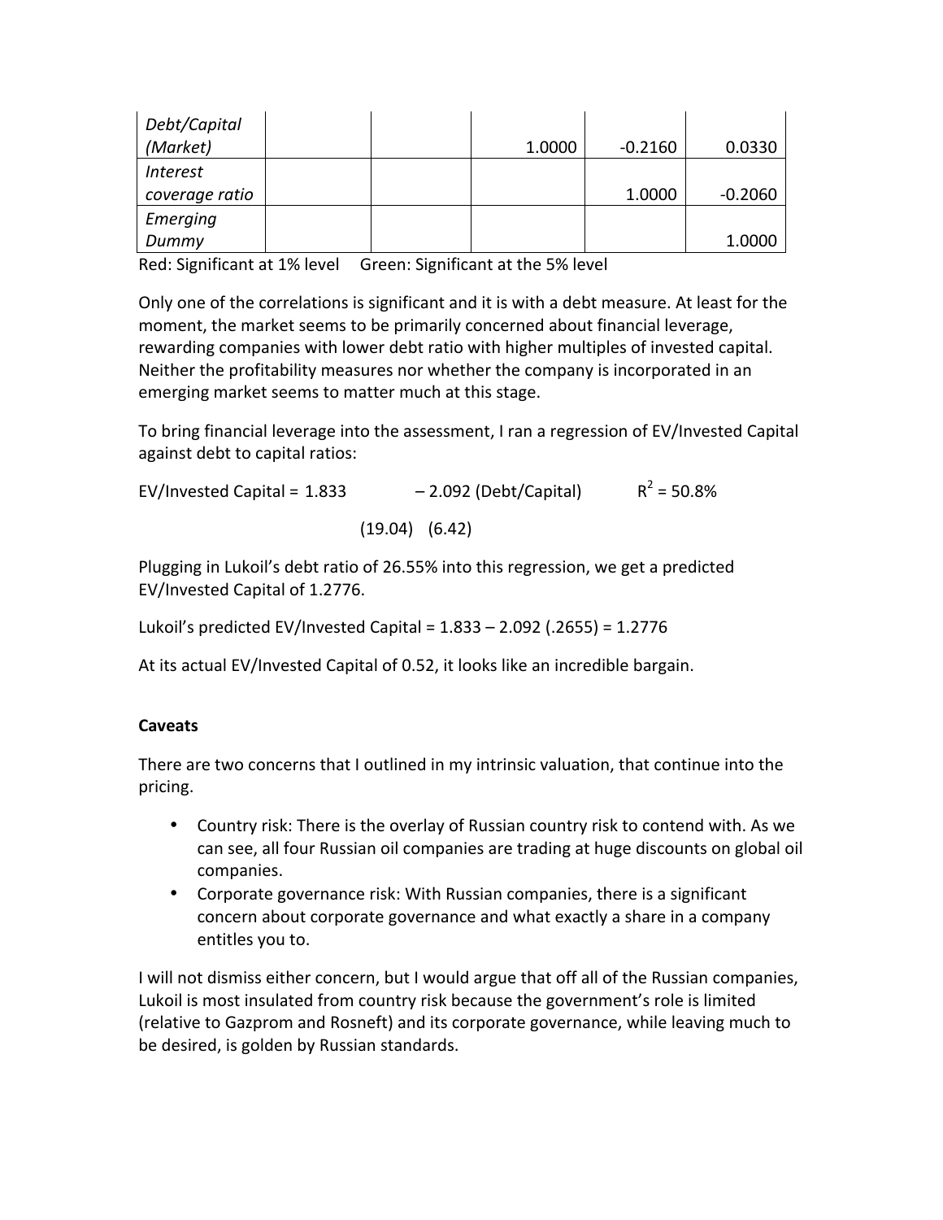| | | | | | |
|---|---|---|---|---|---|
| *Debt/Capital (Market)* | | | 1.0000 | -0.2160 | 0.0330 |
| *Interest coverage ratio* | | | | 1.0000 | -0.2060 |
| *Emerging Dummy* | | | | | 1.0000 |

Red: Significant at 1% level Green: Significant at the 5% level

Only one of the correlations is significant and it is with a debt measure. At least for the moment, the market seems to be primarily concerned about financial leverage, rewarding companies with lower debt ratio with higher multiples of invested capital. Neither the profitability measures nor whether the company is incorporated in an emerging market seems to matter much at this stage.

To bring financial leverage into the assessment, I ran a regression of EV/Invested Capital against debt to capital ratios:

$$\text{EV/Invested Capital} = 1.833 \quad - 2.092\ (\text{Debt/Capital}) \qquad R^2 = 50.8\%$$

(19.04) (6.42)

Plugging in Lukoil's debt ratio of 26.55% into this regression, we get a predicted EV/Invested Capital of 1.2776.

Lukoil's predicted EV/Invested Capital = 1.833 – 2.092 (.2655) = 1.2776

At its actual EV/Invested Capital of 0.52, it looks like an incredible bargain.

**Caveats**

There are two concerns that I outlined in my intrinsic valuation, that continue into the pricing.

- Country risk: There is the overlay of Russian country risk to contend with. As we can see, all four Russian oil companies are trading at huge discounts on global oil companies.
- Corporate governance risk: With Russian companies, there is a significant concern about corporate governance and what exactly a share in a company entitles you to.

I will not dismiss either concern, but I would argue that off all of the Russian companies, Lukoil is most insulated from country risk because the government's role is limited (relative to Gazprom and Rosneft) and its corporate governance, while leaving much to be desired, is golden by Russian standards.